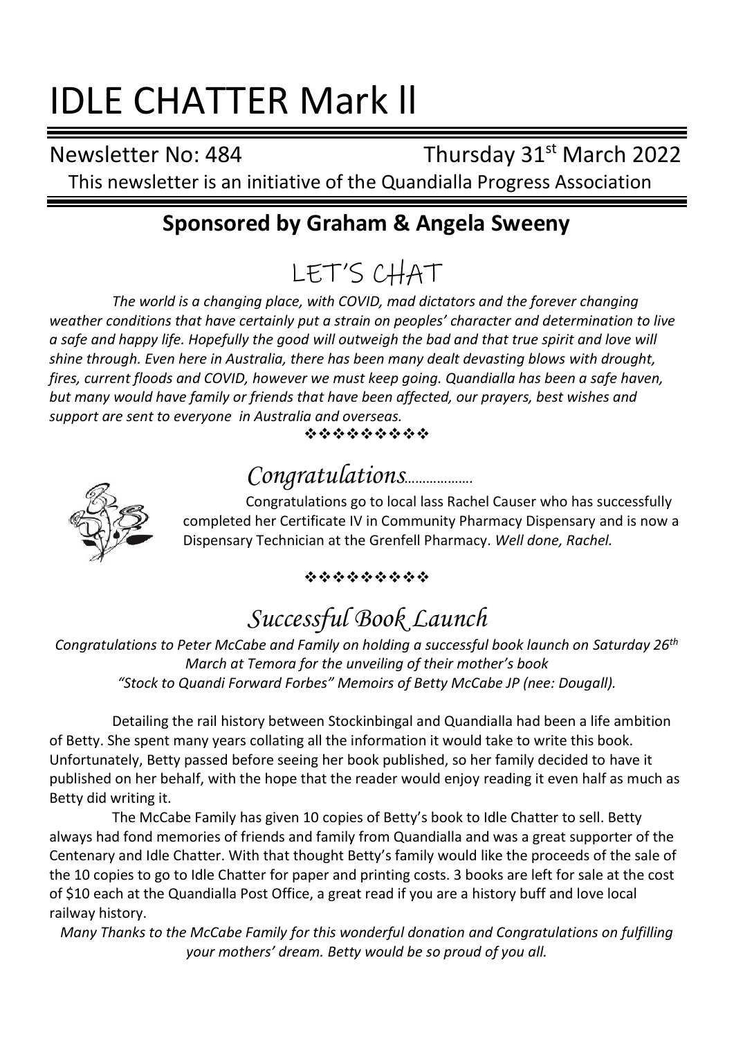# IDLE CHATTER Mark ll

Newsletter No: 484 Thursday 31st March 2022

This newsletter is an initiative of the Quandialla Progress Association

## Sponsored by Graham & Angela Sweeny

## LET'S CHAT

*The world is a changing place, with COVID, mad dictators and the forever changing weather conditions that have certainly put a strain on peoples' character and determination to live a safe and happy life. Hopefully the good will outweigh the bad and that true spirit and love will shine through. Even here in Australia, there has been many dealt devasting blows with drought, fires, current floods and COVID, however we must keep going. Quandialla has been a safe haven, but many would have family or friends that have been affected, our prayers, best wishes and support are sent to everyone in Australia and overseas.*

❖❖❖❖❖❖❖❖❖

## *Congratulations..................*

Congratulations go to local lass Rachel Causer who has successfully completed her Certificate IV in Community Pharmacy Dispensary and is now a Dispensary Technician at the Grenfell Pharmacy. *Well done, Rachel.*

❖❖❖❖❖❖❖❖❖

## *Successful Book Launch*

*Congratulations to Peter McCabe and Family on holding a successful book launch on Saturday 26th March at Temora for the unveiling of their mother's book "Stock to Quandi Forward Forbes" Memoirs of Betty McCabe JP (nee: Dougall).*

Detailing the rail history between Stockinbingal and Quandialla had been a life ambition of Betty. She spent many years collating all the information it would take to write this book. Unfortunately, Betty passed before seeing her book published, so her family decided to have it published on her behalf, with the hope that the reader would enjoy reading it even half as much as Betty did writing it.

The McCabe Family has given 10 copies of Betty's book to Idle Chatter to sell. Betty always had fond memories of friends and family from Quandialla and was a great supporter of the Centenary and Idle Chatter. With that thought Betty's family would like the proceeds of the sale of the 10 copies to go to Idle Chatter for paper and printing costs. 3 books are left for sale at the cost of $10 each at the Quandialla Post Office, a great read if you are a history buff and love local railway history.

*Many Thanks to the McCabe Family for this wonderful donation and Congratulations on fulfilling your mothers' dream. Betty would be so proud of you all.*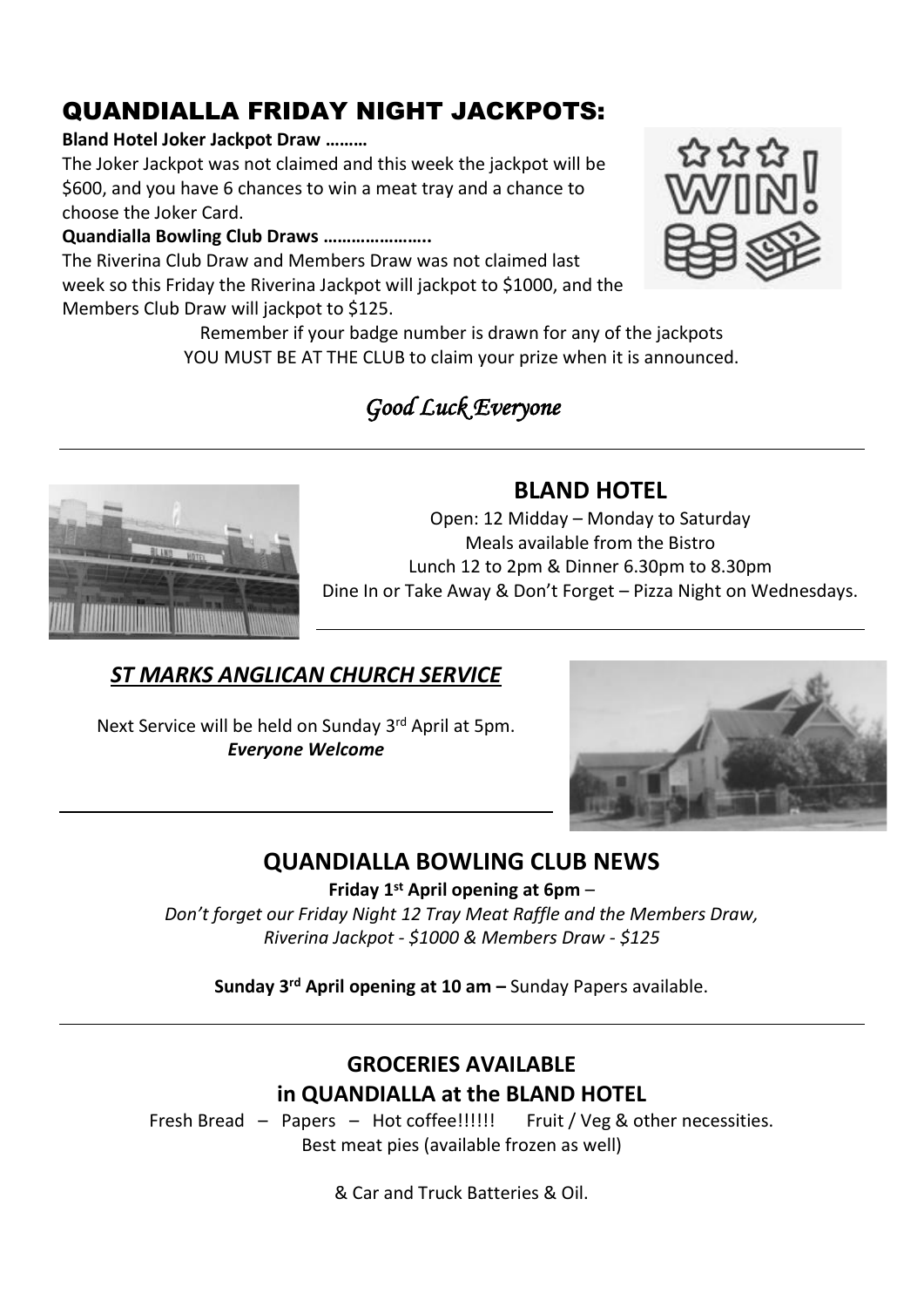# QUANDIALLA FRIDAY NIGHT JACKPOTS:

**Bland Hotel Joker Jackpot Draw ………**

The Joker Jackpot was not claimed and this week the jackpot will be $600, and you have 6 chances to win a meat tray and a chance to choose the Joker Card.

**Quandialla Bowling Club Draws …………………..**

The Riverina Club Draw and Members Draw was not claimed last week so this Friday the Riverina Jackpot will jackpot to $1000, and the Members Club Draw will jackpot to $125.

Remember if your badge number is drawn for any of the jackpots YOU MUST BE AT THE CLUB to claim your prize when it is announced.

*Good Luck Everyone*

---

## BLAND HOTEL

Open: 12 Midday – Monday to Saturday
Meals available from the Bistro
Lunch 12 to 2pm & Dinner 6.30pm to 8.30pm
Dine In or Take Away & Don't Forget – Pizza Night on Wednesdays.

---

## ***ST MARKS ANGLICAN CHURCH SERVICE***

Next Service will be held on Sunday 3rd April at 5pm.
***Everyone Welcome***

---

## QUANDIALLA BOWLING CLUB NEWS

**Friday 1st April opening at 6pm** –
*Don't forget our Friday Night 12 Tray Meat Raffle and the Members Draw, Riverina Jackpot - $1000 & Members Draw - $125*

**Sunday 3rd April opening at 10 am –** Sunday Papers available.

---

## GROCERIES AVAILABLE
## in QUANDIALLA at the BLAND HOTEL

Fresh Bread – Papers – Hot coffee!!!!!! Fruit / Veg & other necessities.
Best meat pies (available frozen as well)

& Car and Truck Batteries & Oil.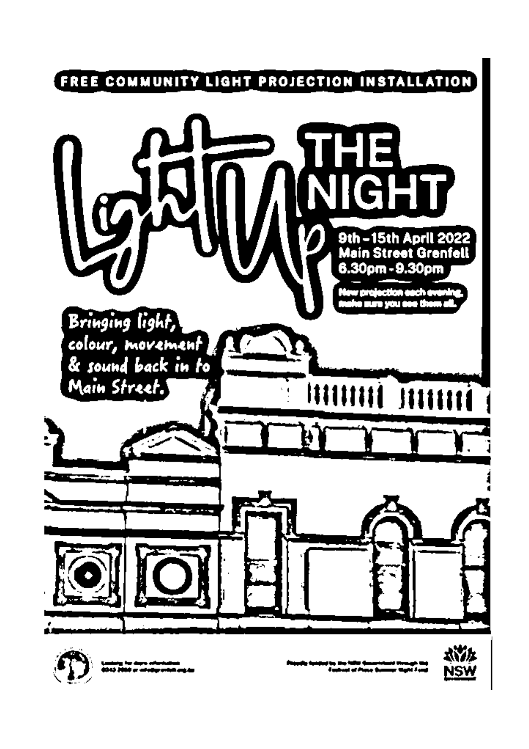FREE COMMUNITY LIGHT PROJECTION INSTALLATION

# Light Up THE NIGHT

**9th – 15th April 2022**
**Main Street Grenfell**
**6.30pm - 9.30pm**

New projection each evening, make sure you see them all.

*Bringing light, colour, movement & sound back in to Main Street.*

Looking for more information 6343 2059 or info@grenfell.org.au

Proudly funded by the NSW Government through the Festival of Place Summer Night Fund

NSW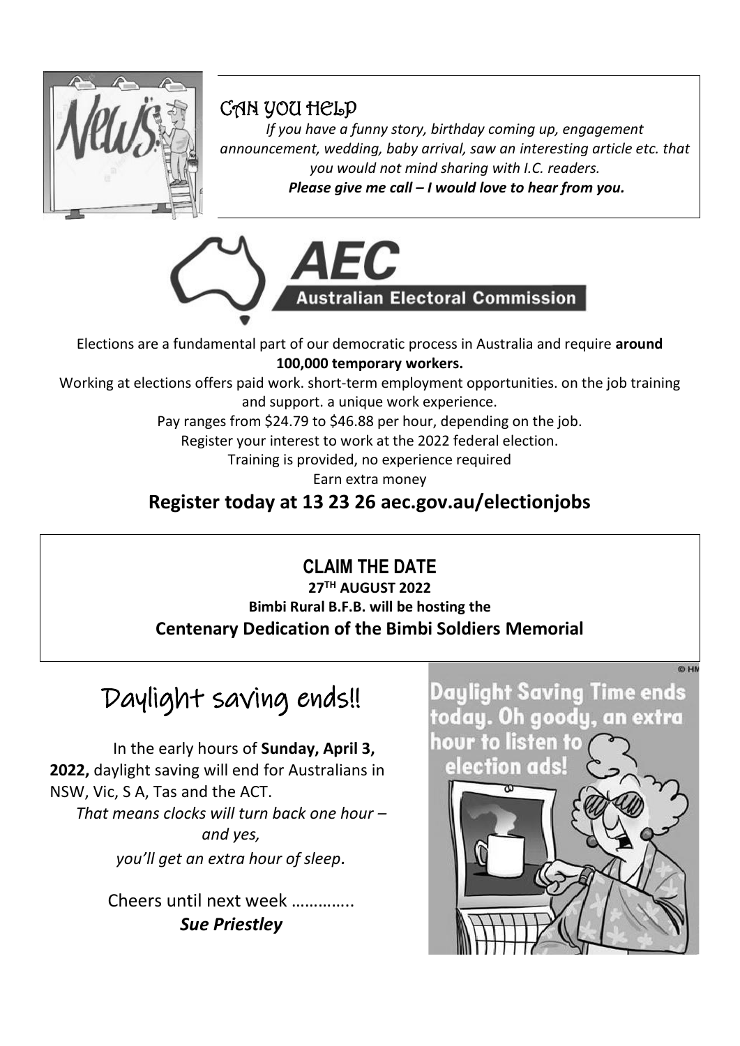## CAN YOU HELP

*If you have a funny story, birthday coming up, engagement announcement, wedding, baby arrival, saw an interesting article etc. that you would not mind sharing with I.C. readers.*
***Please give me call – I would love to hear from you.***

**AEC**
**Australian Electoral Commission**

Elections are a fundamental part of our democratic process in Australia and require **around 100,000 temporary workers.**

Working at elections offers paid work. short-term employment opportunities. on the job training and support. a unique work experience.

Pay ranges from $24.79 to $46.88 per hour, depending on the job.

Register your interest to work at the 2022 federal election.

Training is provided, no experience required

Earn extra money

## Register today at 13 23 26 aec.gov.au/electionjobs

**CLAIM THE DATE**

**27TH AUGUST 2022**

**Bimbi Rural B.F.B. will be hosting the**

**Centenary Dedication of the Bimbi Soldiers Memorial**

# Daylight saving ends!!

In the early hours of **Sunday, April 3, 2022,** daylight saving will end for Australians in NSW, Vic, S A, Tas and the ACT.

*That means clocks will turn back one hour – and yes, you'll get an extra hour of sleep.*

Cheers until next week ………….

***Sue Priestley***